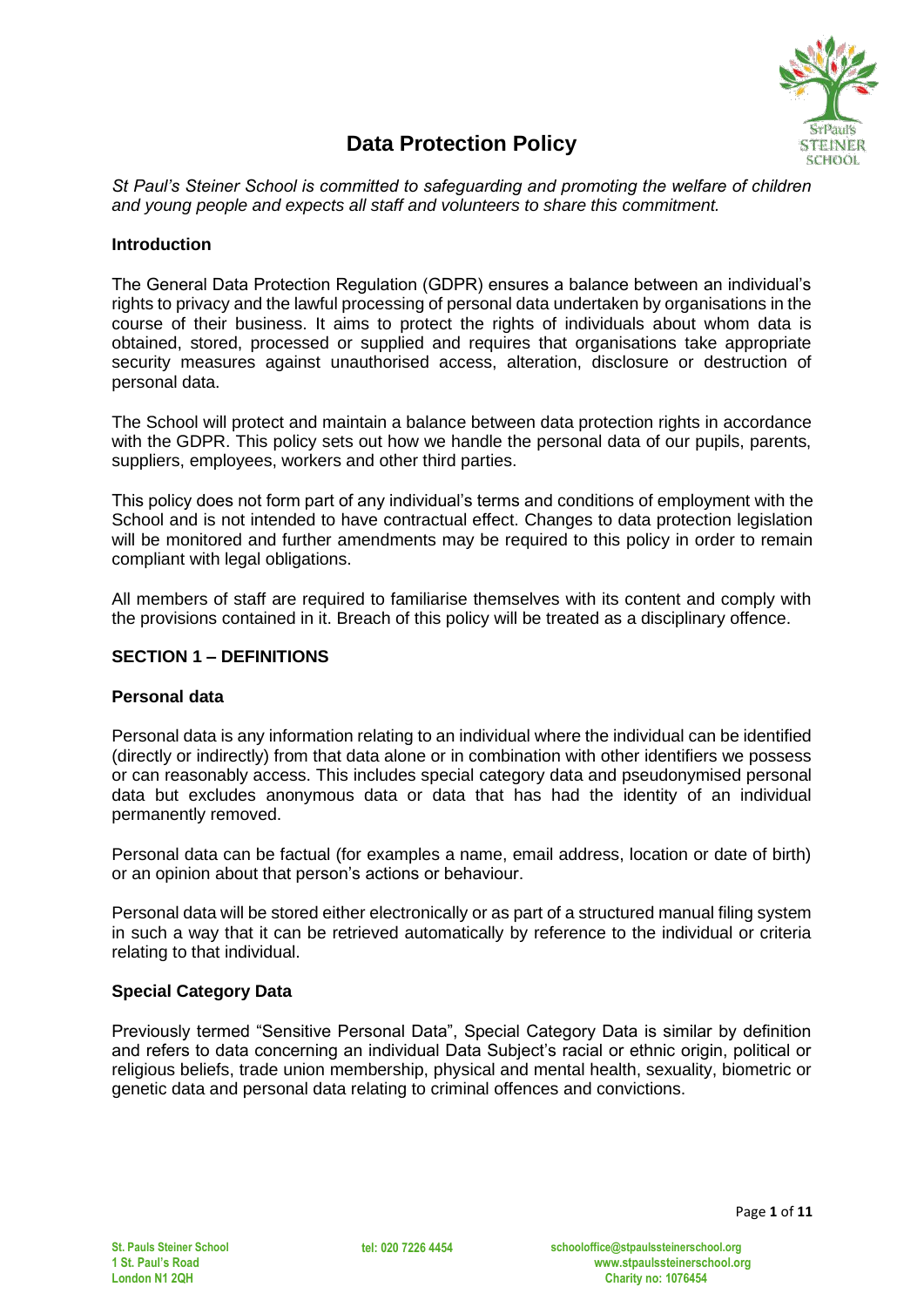# Data Protection Policy

*St Paul's Steiner School is committed to safeguarding and promoting the welfare of children and young people and expects all staff and volunteers to share this commitment.*

**Introduction**

The General Data Protection Regulation (GDPR) ensures a balance between an individual's rights to privacy and the lawful processing of personal data undertaken by organisations in the course of their business. It aims to protect the rights of individuals about whom data is obtained, stored, processed or supplied and requires that organisations take appropriate security measures against unauthorised access, alteration, disclosure or destruction of personal data.

The School will protect and maintain a balance between data protection rights in accordance with the GDPR. This policy sets out how we handle the personal data of our pupils, parents, suppliers, employees, workers and other third parties.

This policy does not form part of any individual's terms and conditions of employment with the School and is not intended to have contractual effect. Changes to data protection legislation will be monitored and further amendments may be required to this policy in order to remain compliant with legal obligations.

All members of staff are required to familiarise themselves with its content and comply with the provisions contained in it. Breach of this policy will be treated as a disciplinary offence.

## SECTION 1 – DEFINITIONS

**Personal data**

Personal data is any information relating to an individual where the individual can be identified (directly or indirectly) from that data alone or in combination with other identifiers we possess or can reasonably access. This includes special category data and pseudonymised personal data but excludes anonymous data or data that has had the identity of an individual permanently removed.

Personal data can be factual (for examples a name, email address, location or date of birth) or an opinion about that person's actions or behaviour.

Personal data will be stored either electronically or as part of a structured manual filing system in such a way that it can be retrieved automatically by reference to the individual or criteria relating to that individual.

**Special Category Data**

Previously termed "Sensitive Personal Data", Special Category Data is similar by definition and refers to data concerning an individual Data Subject's racial or ethnic origin, political or religious beliefs, trade union membership, physical and mental health, sexuality, biometric or genetic data and personal data relating to criminal offences and convictions.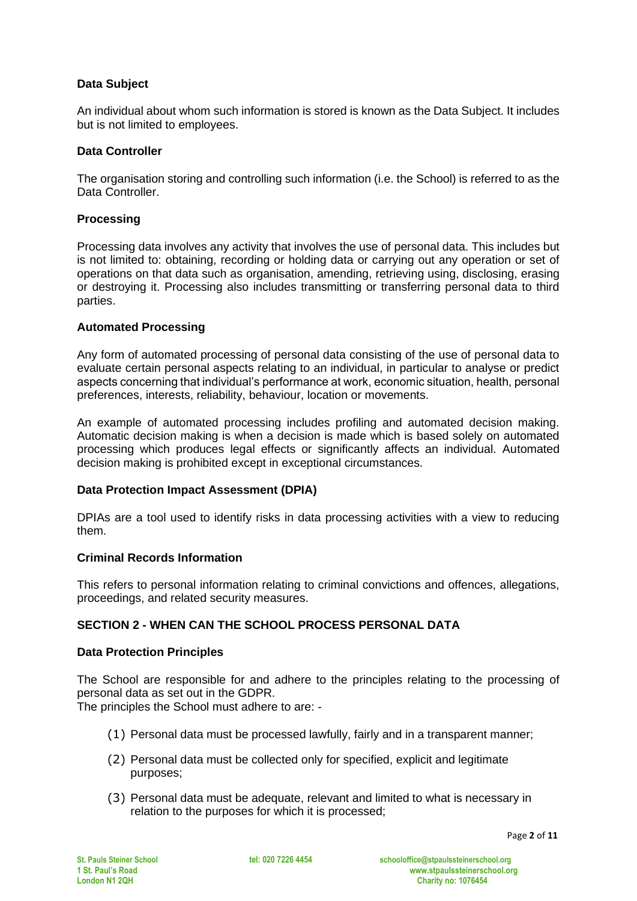**Data Subject**

An individual about whom such information is stored is known as the Data Subject. It includes but is not limited to employees.

**Data Controller**

The organisation storing and controlling such information (i.e. the School) is referred to as the Data Controller.

**Processing**

Processing data involves any activity that involves the use of personal data. This includes but is not limited to: obtaining, recording or holding data or carrying out any operation or set of operations on that data such as organisation, amending, retrieving using, disclosing, erasing or destroying it. Processing also includes transmitting or transferring personal data to third parties.

**Automated Processing**

Any form of automated processing of personal data consisting of the use of personal data to evaluate certain personal aspects relating to an individual, in particular to analyse or predict aspects concerning that individual's performance at work, economic situation, health, personal preferences, interests, reliability, behaviour, location or movements.

An example of automated processing includes profiling and automated decision making. Automatic decision making is when a decision is made which is based solely on automated processing which produces legal effects or significantly affects an individual. Automated decision making is prohibited except in exceptional circumstances.

**Data Protection Impact Assessment (DPIA)**

DPIAs are a tool used to identify risks in data processing activities with a view to reducing them.

**Criminal Records Information**

This refers to personal information relating to criminal convictions and offences, allegations, proceedings, and related security measures.

## SECTION 2 - WHEN CAN THE SCHOOL PROCESS PERSONAL DATA

**Data Protection Principles**

The School are responsible for and adhere to the principles relating to the processing of personal data as set out in the GDPR.
The principles the School must adhere to are: -

(1) Personal data must be processed lawfully, fairly and in a transparent manner;

(2) Personal data must be collected only for specified, explicit and legitimate purposes;

(3) Personal data must be adequate, relevant and limited to what is necessary in relation to the purposes for which it is processed;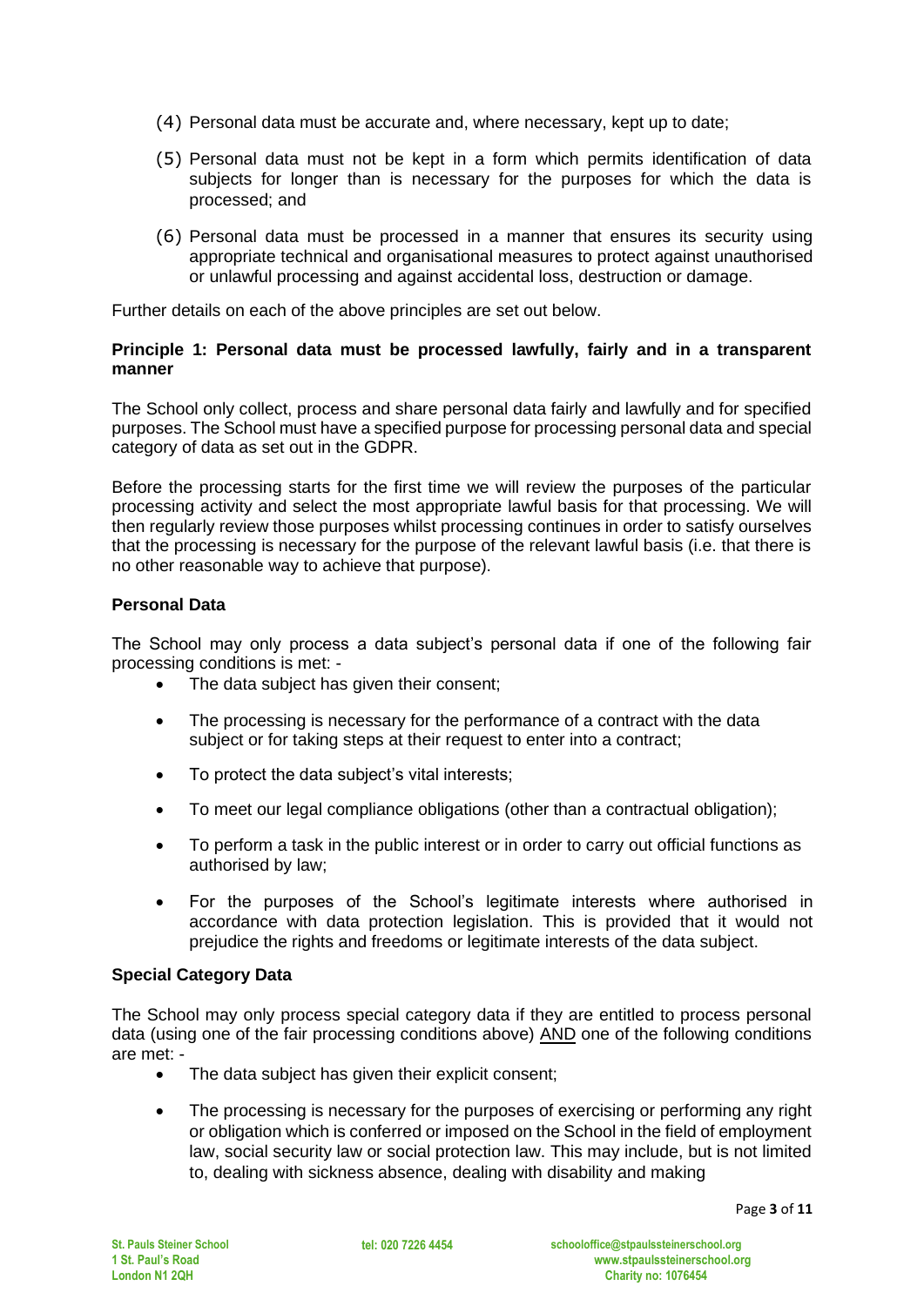(4) Personal data must be accurate and, where necessary, kept up to date;

(5) Personal data must not be kept in a form which permits identification of data subjects for longer than is necessary for the purposes for which the data is processed; and

(6) Personal data must be processed in a manner that ensures its security using appropriate technical and organisational measures to protect against unauthorised or unlawful processing and against accidental loss, destruction or damage.

Further details on each of the above principles are set out below.

**Principle 1: Personal data must be processed lawfully, fairly and in a transparent manner**

The School only collect, process and share personal data fairly and lawfully and for specified purposes. The School must have a specified purpose for processing personal data and special category of data as set out in the GDPR.

Before the processing starts for the first time we will review the purposes of the particular processing activity and select the most appropriate lawful basis for that processing. We will then regularly review those purposes whilst processing continues in order to satisfy ourselves that the processing is necessary for the purpose of the relevant lawful basis (i.e. that there is no other reasonable way to achieve that purpose).

**Personal Data**

The School may only process a data subject's personal data if one of the following fair processing conditions is met: -

- The data subject has given their consent;
- The processing is necessary for the performance of a contract with the data subject or for taking steps at their request to enter into a contract;
- To protect the data subject's vital interests;
- To meet our legal compliance obligations (other than a contractual obligation);
- To perform a task in the public interest or in order to carry out official functions as authorised by law;
- For the purposes of the School's legitimate interests where authorised in accordance with data protection legislation. This is provided that it would not prejudice the rights and freedoms or legitimate interests of the data subject.

**Special Category Data**

The School may only process special category data if they are entitled to process personal data (using one of the fair processing conditions above) AND one of the following conditions are met: -

- The data subject has given their explicit consent;
- The processing is necessary for the purposes of exercising or performing any right or obligation which is conferred or imposed on the School in the field of employment law, social security law or social protection law. This may include, but is not limited to, dealing with sickness absence, dealing with disability and making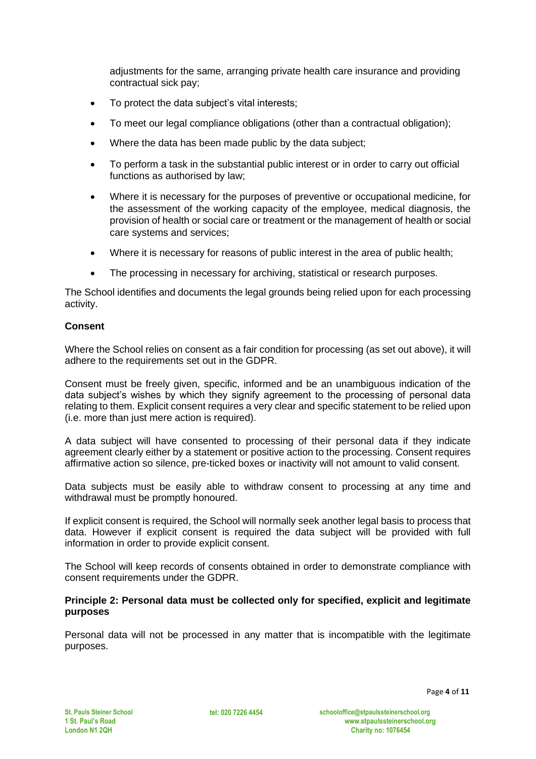adjustments for the same, arranging private health care insurance and providing contractual sick pay;

- To protect the data subject's vital interests;
- To meet our legal compliance obligations (other than a contractual obligation);
- Where the data has been made public by the data subject;
- To perform a task in the substantial public interest or in order to carry out official functions as authorised by law;
- Where it is necessary for the purposes of preventive or occupational medicine, for the assessment of the working capacity of the employee, medical diagnosis, the provision of health or social care or treatment or the management of health or social care systems and services;
- Where it is necessary for reasons of public interest in the area of public health;
- The processing in necessary for archiving, statistical or research purposes.

The School identifies and documents the legal grounds being relied upon for each processing activity.

**Consent**

Where the School relies on consent as a fair condition for processing (as set out above), it will adhere to the requirements set out in the GDPR.

Consent must be freely given, specific, informed and be an unambiguous indication of the data subject's wishes by which they signify agreement to the processing of personal data relating to them. Explicit consent requires a very clear and specific statement to be relied upon (i.e. more than just mere action is required).

A data subject will have consented to processing of their personal data if they indicate agreement clearly either by a statement or positive action to the processing. Consent requires affirmative action so silence, pre-ticked boxes or inactivity will not amount to valid consent.

Data subjects must be easily able to withdraw consent to processing at any time and withdrawal must be promptly honoured.

If explicit consent is required, the School will normally seek another legal basis to process that data. However if explicit consent is required the data subject will be provided with full information in order to provide explicit consent.

The School will keep records of consents obtained in order to demonstrate compliance with consent requirements under the GDPR.

**Principle 2: Personal data must be collected only for specified, explicit and legitimate purposes**

Personal data will not be processed in any matter that is incompatible with the legitimate purposes.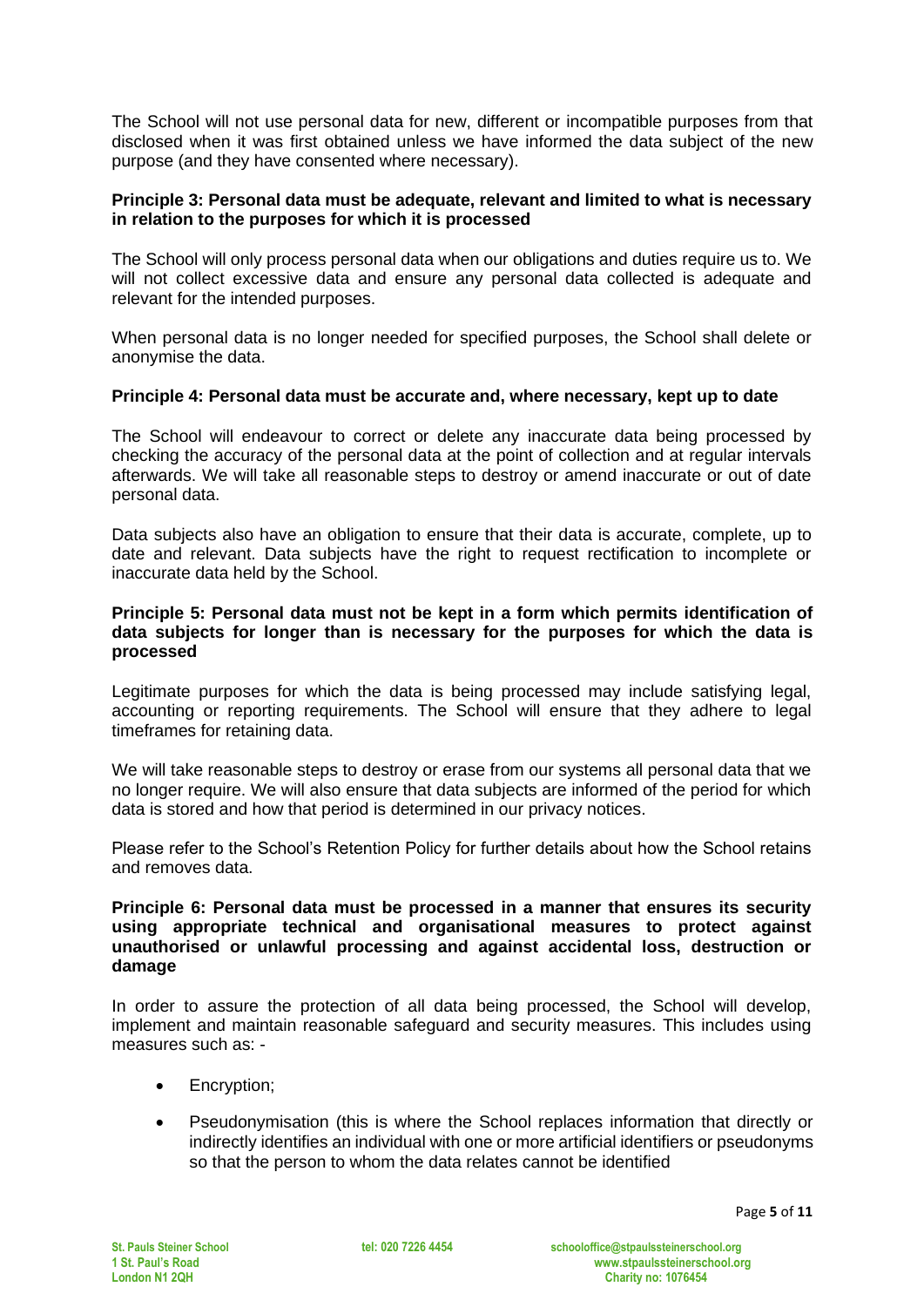The School will not use personal data for new, different or incompatible purposes from that disclosed when it was first obtained unless we have informed the data subject of the new purpose (and they have consented where necessary).

**Principle 3: Personal data must be adequate, relevant and limited to what is necessary in relation to the purposes for which it is processed**

The School will only process personal data when our obligations and duties require us to. We will not collect excessive data and ensure any personal data collected is adequate and relevant for the intended purposes.

When personal data is no longer needed for specified purposes, the School shall delete or anonymise the data.

**Principle 4: Personal data must be accurate and, where necessary, kept up to date**

The School will endeavour to correct or delete any inaccurate data being processed by checking the accuracy of the personal data at the point of collection and at regular intervals afterwards. We will take all reasonable steps to destroy or amend inaccurate or out of date personal data.

Data subjects also have an obligation to ensure that their data is accurate, complete, up to date and relevant. Data subjects have the right to request rectification to incomplete or inaccurate data held by the School.

**Principle 5: Personal data must not be kept in a form which permits identification of data subjects for longer than is necessary for the purposes for which the data is processed**

Legitimate purposes for which the data is being processed may include satisfying legal, accounting or reporting requirements. The School will ensure that they adhere to legal timeframes for retaining data.

We will take reasonable steps to destroy or erase from our systems all personal data that we no longer require. We will also ensure that data subjects are informed of the period for which data is stored and how that period is determined in our privacy notices.

Please refer to the School's Retention Policy for further details about how the School retains and removes data.

**Principle 6: Personal data must be processed in a manner that ensures its security using appropriate technical and organisational measures to protect against unauthorised or unlawful processing and against accidental loss, destruction or damage**

In order to assure the protection of all data being processed, the School will develop, implement and maintain reasonable safeguard and security measures. This includes using measures such as: -

- Encryption;
- Pseudonymisation (this is where the School replaces information that directly or indirectly identifies an individual with one or more artificial identifiers or pseudonyms so that the person to whom the data relates cannot be identified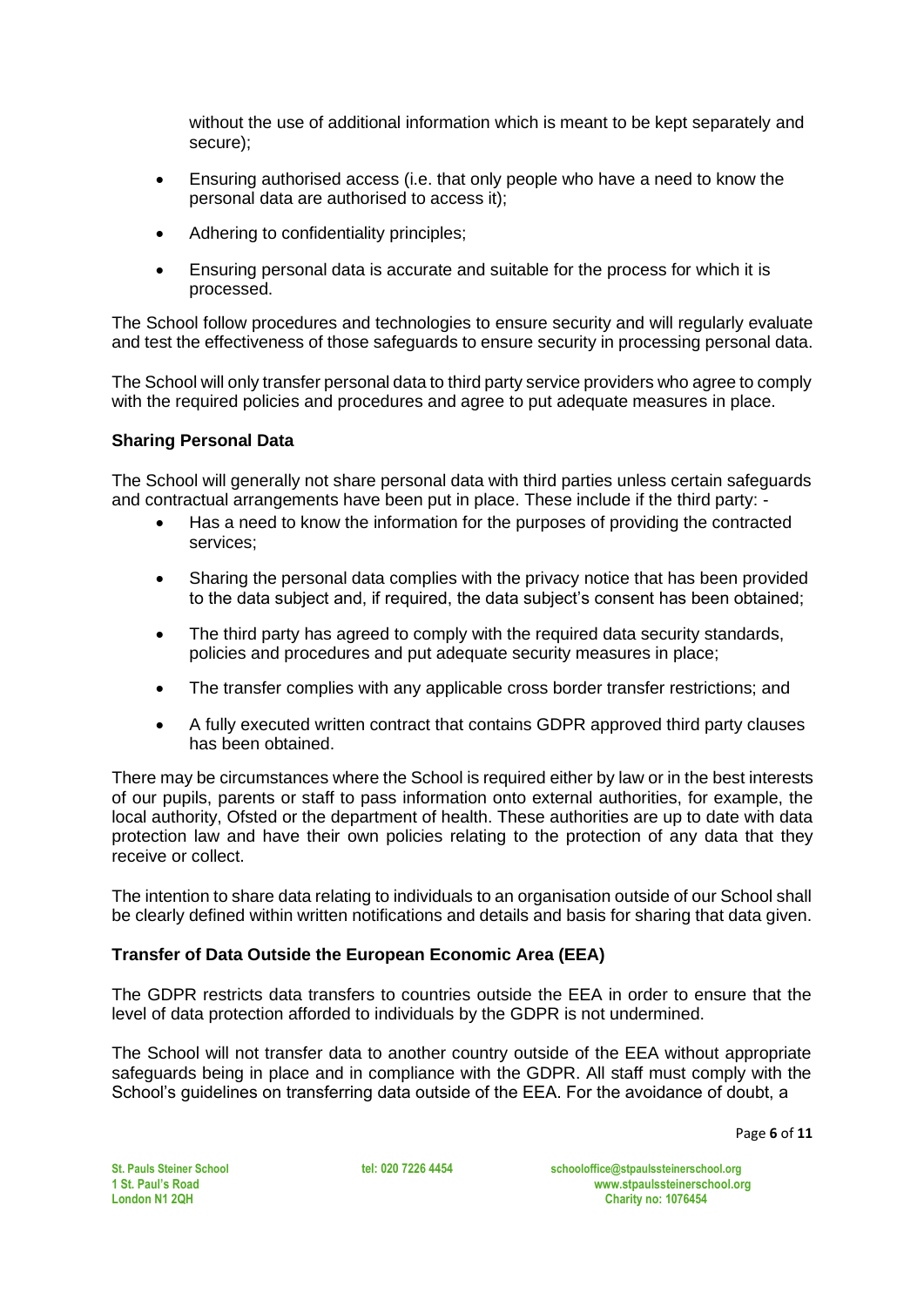without the use of additional information which is meant to be kept separately and secure);

- Ensuring authorised access (i.e. that only people who have a need to know the personal data are authorised to access it);
- Adhering to confidentiality principles;
- Ensuring personal data is accurate and suitable for the process for which it is processed.

The School follow procedures and technologies to ensure security and will regularly evaluate and test the effectiveness of those safeguards to ensure security in processing personal data.

The School will only transfer personal data to third party service providers who agree to comply with the required policies and procedures and agree to put adequate measures in place.

**Sharing Personal Data**

The School will generally not share personal data with third parties unless certain safeguards and contractual arrangements have been put in place. These include if the third party: -

- Has a need to know the information for the purposes of providing the contracted services;
- Sharing the personal data complies with the privacy notice that has been provided to the data subject and, if required, the data subject's consent has been obtained;
- The third party has agreed to comply with the required data security standards, policies and procedures and put adequate security measures in place;
- The transfer complies with any applicable cross border transfer restrictions; and
- A fully executed written contract that contains GDPR approved third party clauses has been obtained.

There may be circumstances where the School is required either by law or in the best interests of our pupils, parents or staff to pass information onto external authorities, for example, the local authority, Ofsted or the department of health. These authorities are up to date with data protection law and have their own policies relating to the protection of any data that they receive or collect.

The intention to share data relating to individuals to an organisation outside of our School shall be clearly defined within written notifications and details and basis for sharing that data given.

**Transfer of Data Outside the European Economic Area (EEA)**

The GDPR restricts data transfers to countries outside the EEA in order to ensure that the level of data protection afforded to individuals by the GDPR is not undermined.

The School will not transfer data to another country outside of the EEA without appropriate safeguards being in place and in compliance with the GDPR. All staff must comply with the School's guidelines on transferring data outside of the EEA. For the avoidance of doubt, a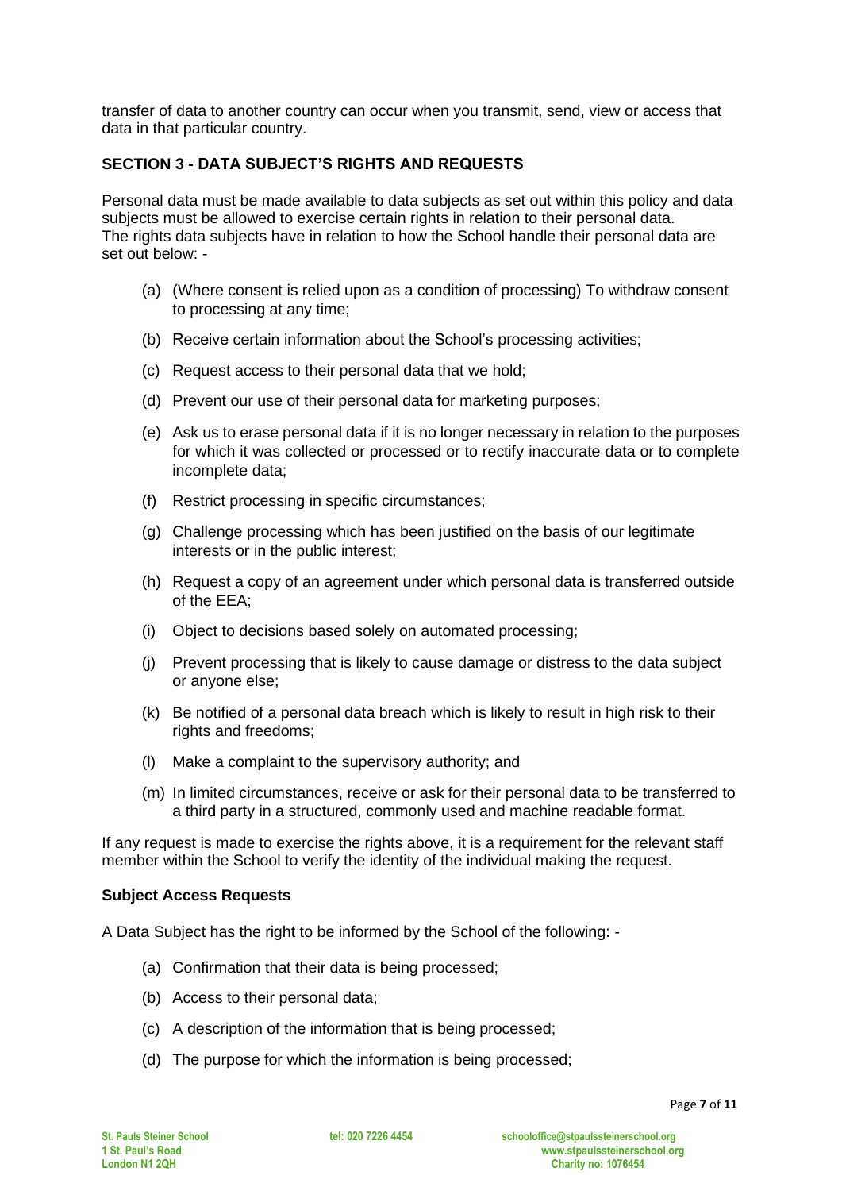transfer of data to another country can occur when you transmit, send, view or access that data in that particular country.

## SECTION 3 - DATA SUBJECT'S RIGHTS AND REQUESTS

Personal data must be made available to data subjects as set out within this policy and data subjects must be allowed to exercise certain rights in relation to their personal data. The rights data subjects have in relation to how the School handle their personal data are set out below: -

(a) (Where consent is relied upon as a condition of processing) To withdraw consent to processing at any time;

(b) Receive certain information about the School's processing activities;

(c) Request access to their personal data that we hold;

(d) Prevent our use of their personal data for marketing purposes;

(e) Ask us to erase personal data if it is no longer necessary in relation to the purposes for which it was collected or processed or to rectify inaccurate data or to complete incomplete data;

(f) Restrict processing in specific circumstances;

(g) Challenge processing which has been justified on the basis of our legitimate interests or in the public interest;

(h) Request a copy of an agreement under which personal data is transferred outside of the EEA;

(i) Object to decisions based solely on automated processing;

(j) Prevent processing that is likely to cause damage or distress to the data subject or anyone else;

(k) Be notified of a personal data breach which is likely to result in high risk to their rights and freedoms;

(l) Make a complaint to the supervisory authority; and

(m) In limited circumstances, receive or ask for their personal data to be transferred to a third party in a structured, commonly used and machine readable format.

If any request is made to exercise the rights above, it is a requirement for the relevant staff member within the School to verify the identity of the individual making the request.

### Subject Access Requests

A Data Subject has the right to be informed by the School of the following: -

(a) Confirmation that their data is being processed;

(b) Access to their personal data;

(c) A description of the information that is being processed;

(d) The purpose for which the information is being processed;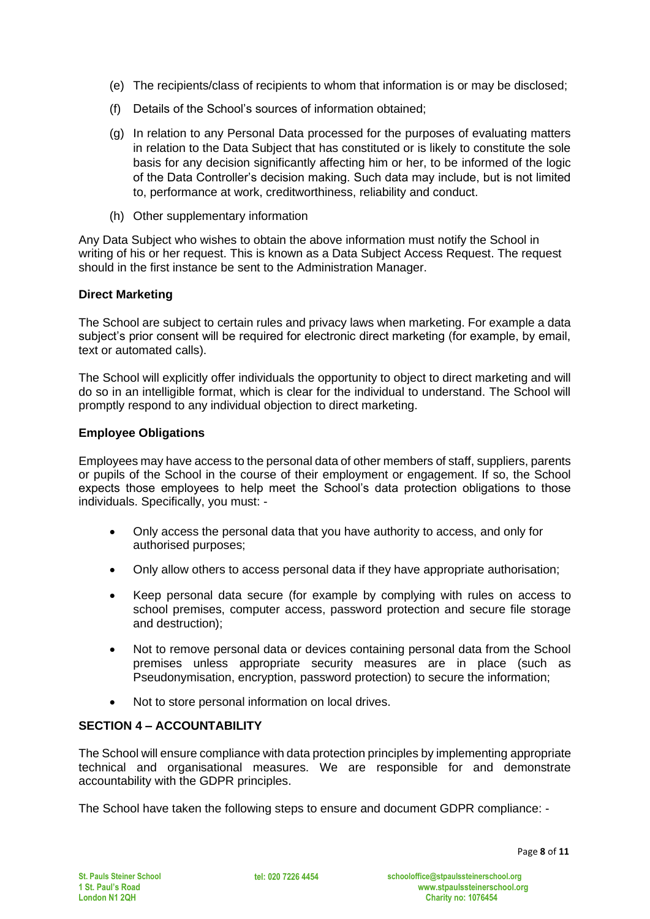(e) The recipients/class of recipients to whom that information is or may be disclosed;

(f) Details of the School's sources of information obtained;

(g) In relation to any Personal Data processed for the purposes of evaluating matters in relation to the Data Subject that has constituted or is likely to constitute the sole basis for any decision significantly affecting him or her, to be informed of the logic of the Data Controller's decision making. Such data may include, but is not limited to, performance at work, creditworthiness, reliability and conduct.

(h) Other supplementary information

Any Data Subject who wishes to obtain the above information must notify the School in writing of his or her request. This is known as a Data Subject Access Request. The request should in the first instance be sent to the Administration Manager.

**Direct Marketing**

The School are subject to certain rules and privacy laws when marketing. For example a data subject's prior consent will be required for electronic direct marketing (for example, by email, text or automated calls).

The School will explicitly offer individuals the opportunity to object to direct marketing and will do so in an intelligible format, which is clear for the individual to understand. The School will promptly respond to any individual objection to direct marketing.

**Employee Obligations**

Employees may have access to the personal data of other members of staff, suppliers, parents or pupils of the School in the course of their employment or engagement. If so, the School expects those employees to help meet the School's data protection obligations to those individuals. Specifically, you must: -

- Only access the personal data that you have authority to access, and only for authorised purposes;
- Only allow others to access personal data if they have appropriate authorisation;
- Keep personal data secure (for example by complying with rules on access to school premises, computer access, password protection and secure file storage and destruction);
- Not to remove personal data or devices containing personal data from the School premises unless appropriate security measures are in place (such as Pseudonymisation, encryption, password protection) to secure the information;
- Not to store personal information on local drives.

**SECTION 4 – ACCOUNTABILITY**

The School will ensure compliance with data protection principles by implementing appropriate technical and organisational measures. We are responsible for and demonstrate accountability with the GDPR principles.

The School have taken the following steps to ensure and document GDPR compliance: -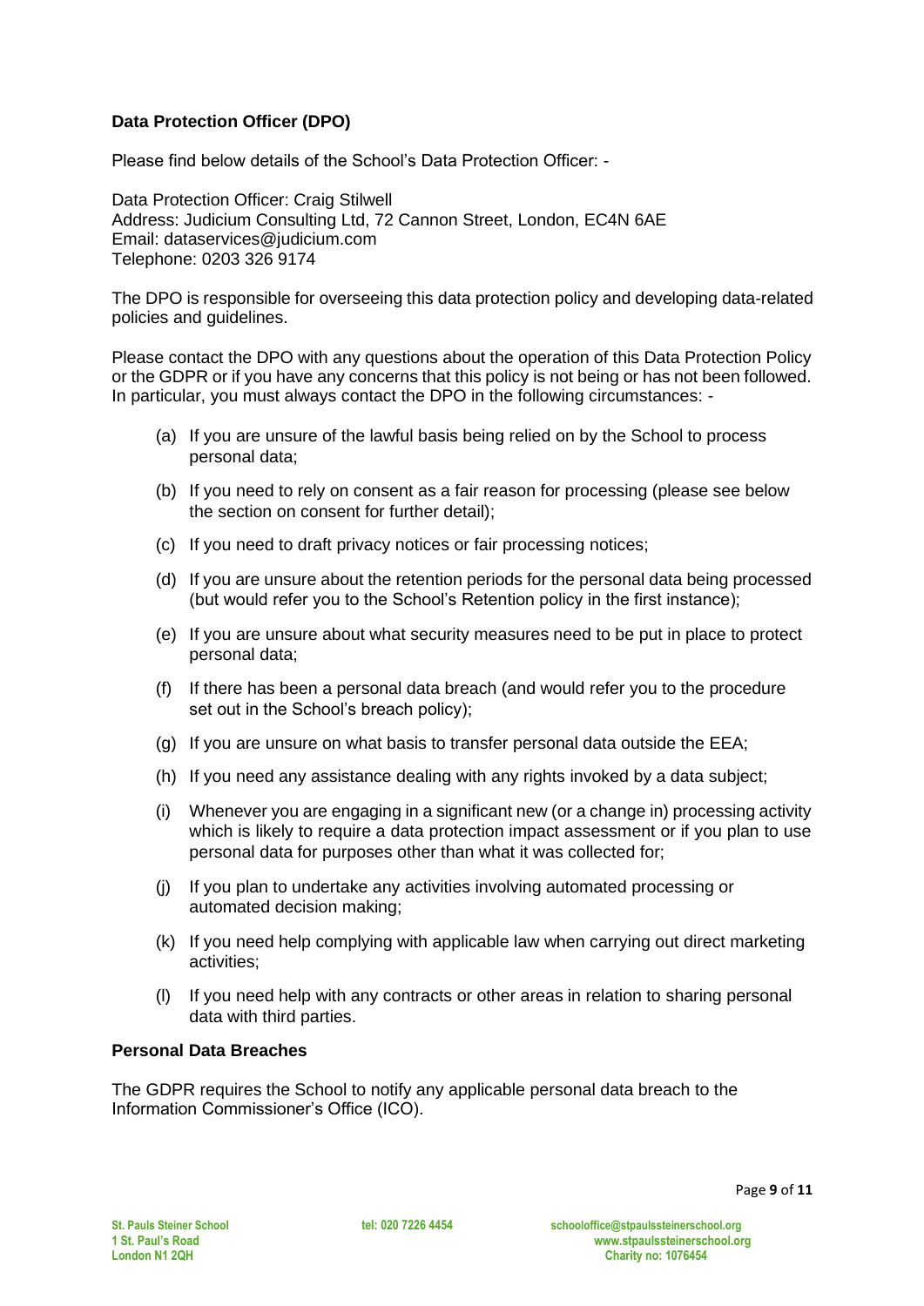**Data Protection Officer (DPO)**

Please find below details of the School's Data Protection Officer: -

Data Protection Officer: Craig Stilwell
Address: Judicium Consulting Ltd, 72 Cannon Street, London, EC4N 6AE
Email: dataservices@judicium.com
Telephone: 0203 326 9174

The DPO is responsible for overseeing this data protection policy and developing data-related policies and guidelines.

Please contact the DPO with any questions about the operation of this Data Protection Policy or the GDPR or if you have any concerns that this policy is not being or has not been followed. In particular, you must always contact the DPO in the following circumstances: -

(a) If you are unsure of the lawful basis being relied on by the School to process personal data;

(b) If you need to rely on consent as a fair reason for processing (please see below the section on consent for further detail);

(c) If you need to draft privacy notices or fair processing notices;

(d) If you are unsure about the retention periods for the personal data being processed (but would refer you to the School's Retention policy in the first instance);

(e) If you are unsure about what security measures need to be put in place to protect personal data;

(f) If there has been a personal data breach (and would refer you to the procedure set out in the School's breach policy);

(g) If you are unsure on what basis to transfer personal data outside the EEA;

(h) If you need any assistance dealing with any rights invoked by a data subject;

(i) Whenever you are engaging in a significant new (or a change in) processing activity which is likely to require a data protection impact assessment or if you plan to use personal data for purposes other than what it was collected for;

(j) If you plan to undertake any activities involving automated processing or automated decision making;

(k) If you need help complying with applicable law when carrying out direct marketing activities;

(l) If you need help with any contracts or other areas in relation to sharing personal data with third parties.

**Personal Data Breaches**

The GDPR requires the School to notify any applicable personal data breach to the Information Commissioner's Office (ICO).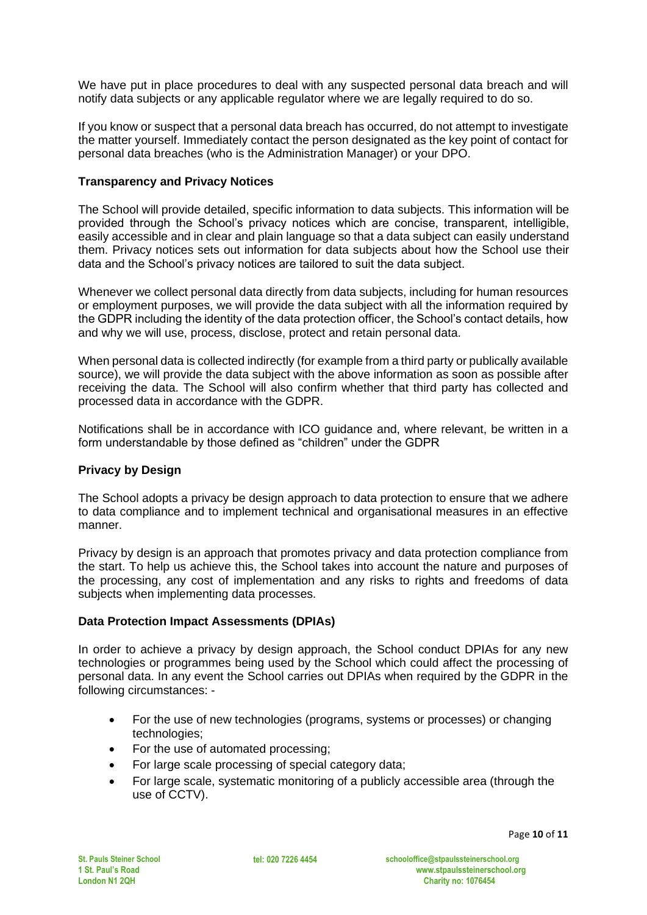We have put in place procedures to deal with any suspected personal data breach and will notify data subjects or any applicable regulator where we are legally required to do so.

If you know or suspect that a personal data breach has occurred, do not attempt to investigate the matter yourself. Immediately contact the person designated as the key point of contact for personal data breaches (who is the Administration Manager) or your DPO.

**Transparency and Privacy Notices**

The School will provide detailed, specific information to data subjects. This information will be provided through the School's privacy notices which are concise, transparent, intelligible, easily accessible and in clear and plain language so that a data subject can easily understand them. Privacy notices sets out information for data subjects about how the School use their data and the School's privacy notices are tailored to suit the data subject.

Whenever we collect personal data directly from data subjects, including for human resources or employment purposes, we will provide the data subject with all the information required by the GDPR including the identity of the data protection officer, the School's contact details, how and why we will use, process, disclose, protect and retain personal data.

When personal data is collected indirectly (for example from a third party or publically available source), we will provide the data subject with the above information as soon as possible after receiving the data. The School will also confirm whether that third party has collected and processed data in accordance with the GDPR.

Notifications shall be in accordance with ICO guidance and, where relevant, be written in a form understandable by those defined as "children" under the GDPR

**Privacy by Design**

The School adopts a privacy be design approach to data protection to ensure that we adhere to data compliance and to implement technical and organisational measures in an effective manner.

Privacy by design is an approach that promotes privacy and data protection compliance from the start. To help us achieve this, the School takes into account the nature and purposes of the processing, any cost of implementation and any risks to rights and freedoms of data subjects when implementing data processes.

**Data Protection Impact Assessments (DPIAs)**

In order to achieve a privacy by design approach, the School conduct DPIAs for any new technologies or programmes being used by the School which could affect the processing of personal data. In any event the School carries out DPIAs when required by the GDPR in the following circumstances: -

- For the use of new technologies (programs, systems or processes) or changing technologies;
- For the use of automated processing;
- For large scale processing of special category data;
- For large scale, systematic monitoring of a publicly accessible area (through the use of CCTV).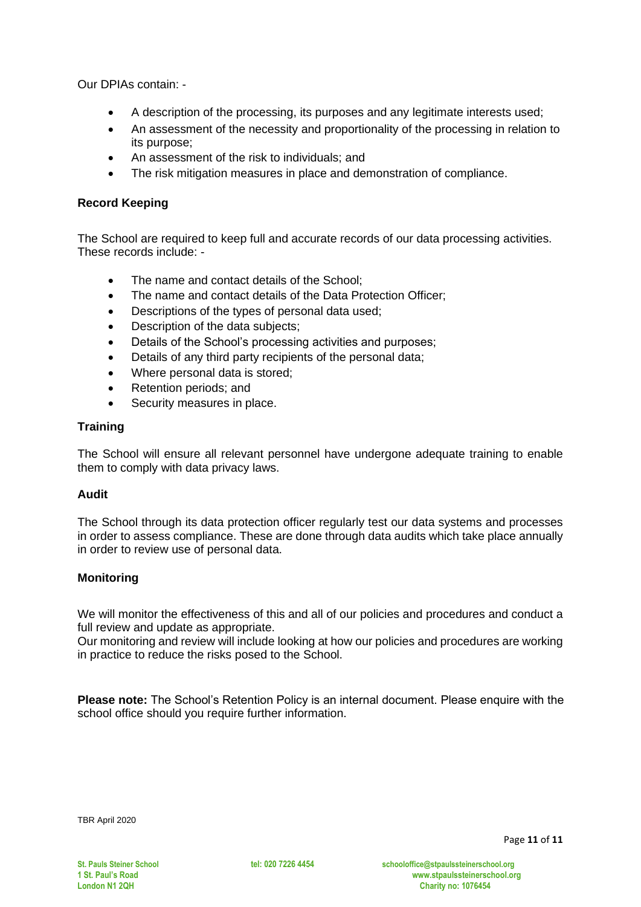Our DPIAs contain: -

- A description of the processing, its purposes and any legitimate interests used;
- An assessment of the necessity and proportionality of the processing in relation to its purpose;
- An assessment of the risk to individuals; and
- The risk mitigation measures in place and demonstration of compliance.

**Record Keeping**

The School are required to keep full and accurate records of our data processing activities. These records include: -

- The name and contact details of the School;
- The name and contact details of the Data Protection Officer;
- Descriptions of the types of personal data used;
- Description of the data subjects;
- Details of the School's processing activities and purposes;
- Details of any third party recipients of the personal data;
- Where personal data is stored;
- Retention periods; and
- Security measures in place.

**Training**

The School will ensure all relevant personnel have undergone adequate training to enable them to comply with data privacy laws.

**Audit**

The School through its data protection officer regularly test our data systems and processes in order to assess compliance. These are done through data audits which take place annually in order to review use of personal data.

**Monitoring**

We will monitor the effectiveness of this and all of our policies and procedures and conduct a full review and update as appropriate.
Our monitoring and review will include looking at how our policies and procedures are working in practice to reduce the risks posed to the School.

**Please note:** The School's Retention Policy is an internal document. Please enquire with the school office should you require further information.

TBR April 2020